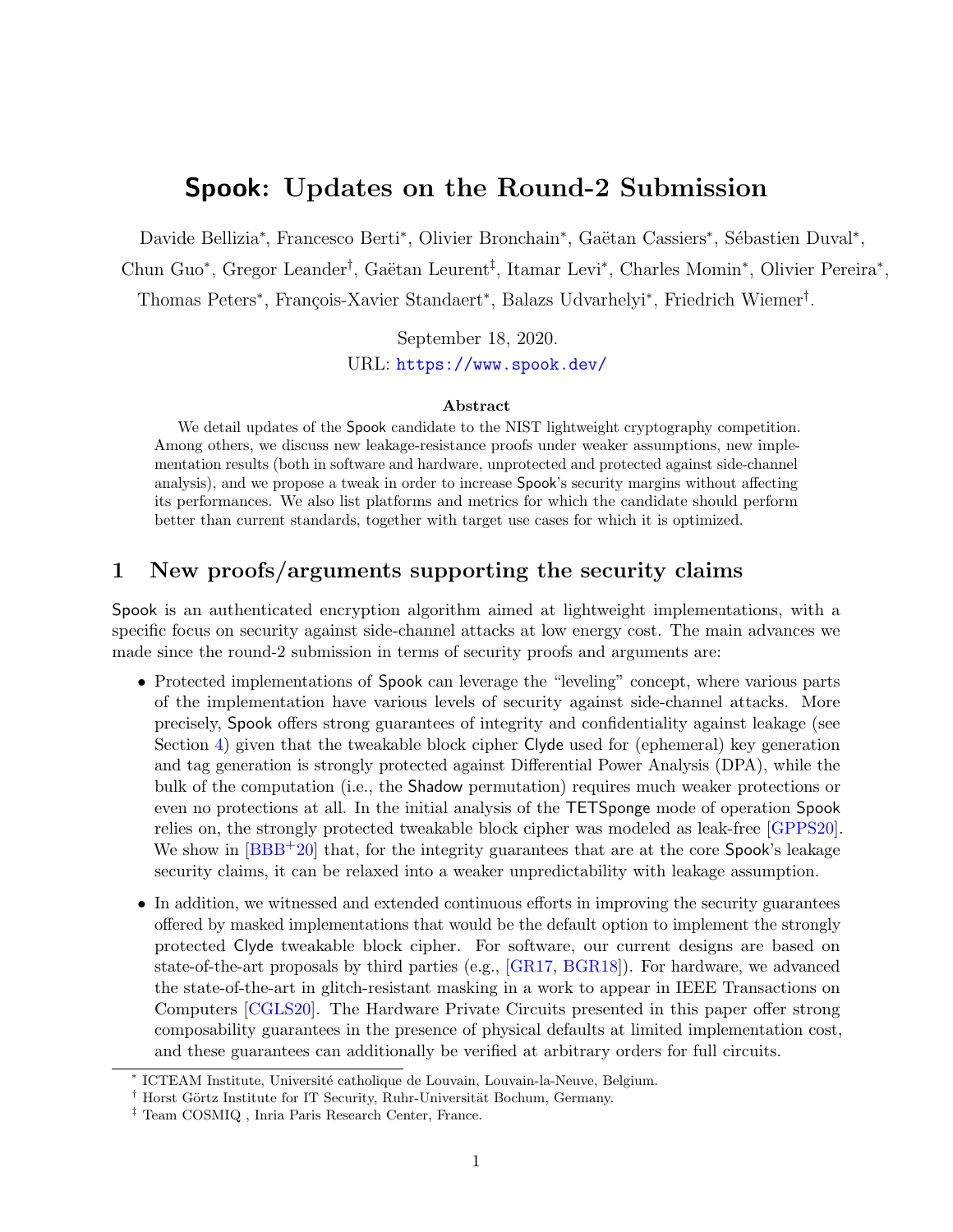# Spook: Updates on the Round-2 Submission

Davide Bellizia*, Francesco Berti*, Olivier Bronchain*, Gaëtan Cassiers*, Sébastien Duval*, Chun Guo*, Gregor Leander†, Gaëtan Leurent‡, Itamar Levi*, Charles Momin*, Olivier Pereira*, Thomas Peters*, François-Xavier Standaert*, Balazs Udvarhelyi*, Friedrich Wiemer†.

September 18, 2020.
URL: https://www.spook.dev/

### Abstract

We detail updates of the Spook candidate to the NIST lightweight cryptography competition. Among others, we discuss new leakage-resistance proofs under weaker assumptions, new implementation results (both in software and hardware, unprotected and protected against side-channel analysis), and we propose a tweak in order to increase Spook's security margins without affecting its performances. We also list platforms and metrics for which the candidate should perform better than current standards, together with target use cases for which it is optimized.

## 1 New proofs/arguments supporting the security claims

Spook is an authenticated encryption algorithm aimed at lightweight implementations, with a specific focus on security against side-channel attacks at low energy cost. The main advances we made since the round-2 submission in terms of security proofs and arguments are:

- Protected implementations of Spook can leverage the "leveling" concept, where various parts of the implementation have various levels of security against side-channel attacks. More precisely, Spook offers strong guarantees of integrity and confidentiality against leakage (see Section 4) given that the tweakable block cipher Clyde used for (ephemeral) key generation and tag generation is strongly protected against Differential Power Analysis (DPA), while the bulk of the computation (i.e., the Shadow permutation) requires much weaker protections or even no protections at all. In the initial analysis of the TETSponge mode of operation Spook relies on, the strongly protected tweakable block cipher was modeled as leak-free [GPPS20]. We show in [BBB+20] that, for the integrity guarantees that are at the core Spook's leakage security claims, it can be relaxed into a weaker unpredictability with leakage assumption.
- In addition, we witnessed and extended continuous efforts in improving the security guarantees offered by masked implementations that would be the default option to implement the strongly protected Clyde tweakable block cipher. For software, our current designs are based on state-of-the-art proposals by third parties (e.g., [GR17, BGR18]). For hardware, we advanced the state-of-the-art in glitch-resistant masking in a work to appear in IEEE Transactions on Computers [CGLS20]. The Hardware Private Circuits presented in this paper offer strong composability guarantees in the presence of physical defaults at limited implementation cost, and these guarantees can additionally be verified at arbitrary orders for full circuits.

* ICTEAM Institute, Université catholique de Louvain, Louvain-la-Neuve, Belgium.
† Horst Görtz Institute for IT Security, Ruhr-Universität Bochum, Germany.
‡ Team COSMIQ , Inria Paris Research Center, France.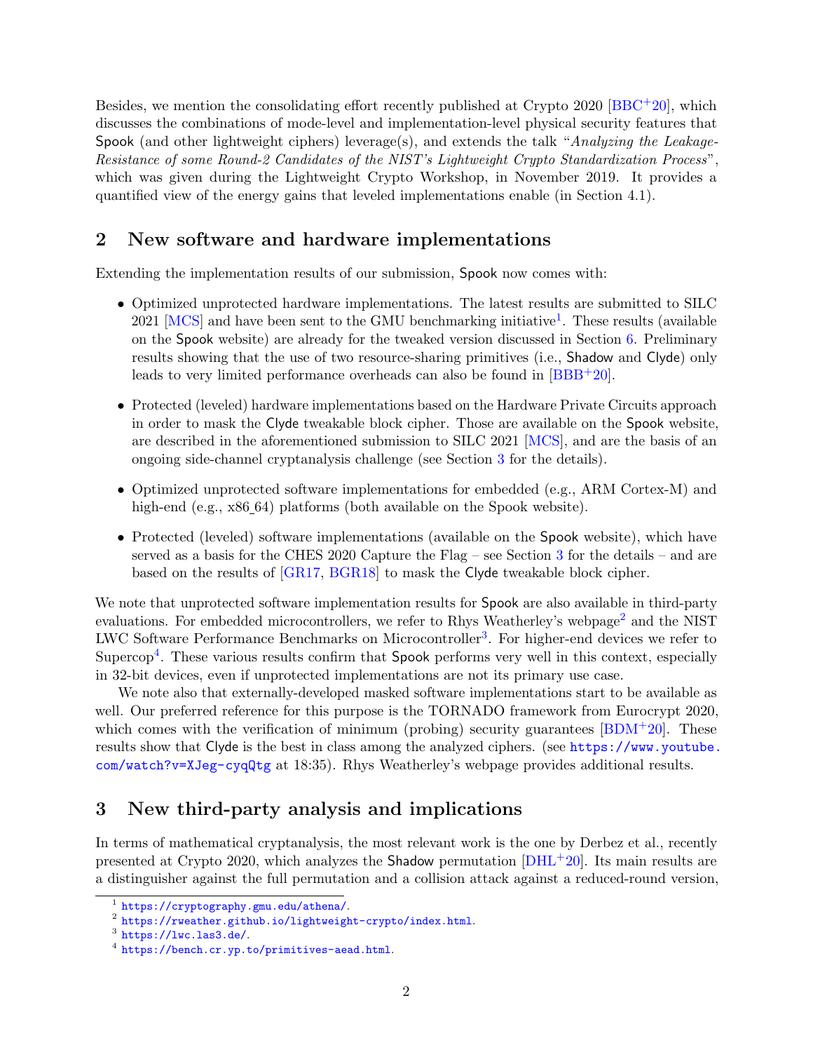Besides, we mention the consolidating effort recently published at Crypto 2020 [BBC+20], which discusses the combinations of mode-level and implementation-level physical security features that Spook (and other lightweight ciphers) leverage(s), and extends the talk "*Analyzing the Leakage-Resistance of some Round-2 Candidates of the NIST's Lightweight Crypto Standardization Process*", which was given during the Lightweight Crypto Workshop, in November 2019. It provides a quantified view of the energy gains that leveled implementations enable (in Section 4.1).

## 2 New software and hardware implementations

Extending the implementation results of our submission, Spook now comes with:

- Optimized unprotected hardware implementations. The latest results are submitted to SILC 2021 [MCS] and have been sent to the GMU benchmarking initiative[1]. These results (available on the Spook website) are already for the tweaked version discussed in Section 6. Preliminary results showing that the use of two resource-sharing primitives (i.e., Shadow and Clyde) only leads to very limited performance overheads can also be found in [BBB+20].
- Protected (leveled) hardware implementations based on the Hardware Private Circuits approach in order to mask the Clyde tweakable block cipher. Those are available on the Spook website, are described in the aforementioned submission to SILC 2021 [MCS], and are the basis of an ongoing side-channel cryptanalysis challenge (see Section 3 for the details).
- Optimized unprotected software implementations for embedded (e.g., ARM Cortex-M) and high-end (e.g., x86_64) platforms (both available on the Spook website).
- Protected (leveled) software implementations (available on the Spook website), which have served as a basis for the CHES 2020 Capture the Flag – see Section 3 for the details – and are based on the results of [GR17, BGR18] to mask the Clyde tweakable block cipher.

We note that unprotected software implementation results for Spook are also available in third-party evaluations. For embedded microcontrollers, we refer to Rhys Weatherley's webpage[2] and the NIST LWC Software Performance Benchmarks on Microcontroller[3]. For higher-end devices we refer to Supercop[4]. These various results confirm that Spook performs very well in this context, especially in 32-bit devices, even if unprotected implementations are not its primary use case.

We note also that externally-developed masked software implementations start to be available as well. Our preferred reference for this purpose is the TORNADO framework from Eurocrypt 2020, which comes with the verification of minimum (probing) security guarantees [BDM+20]. These results show that Clyde is the best in class among the analyzed ciphers. (see https://www.youtube.com/watch?v=XJeg-cyqQtg at 18:35). Rhys Weatherley's webpage provides additional results.

## 3 New third-party analysis and implications

In terms of mathematical cryptanalysis, the most relevant work is the one by Derbez et al., recently presented at Crypto 2020, which analyzes the Shadow permutation [DHL+20]. Its main results are a distinguisher against the full permutation and a collision attack against a reduced-round version,

[1] https://cryptography.gmu.edu/athena/.

[2] https://rweather.github.io/lightweight-crypto/index.html.

[3] https://lwc.las3.de/.

[4] https://bench.cr.yp.to/primitives-aead.html.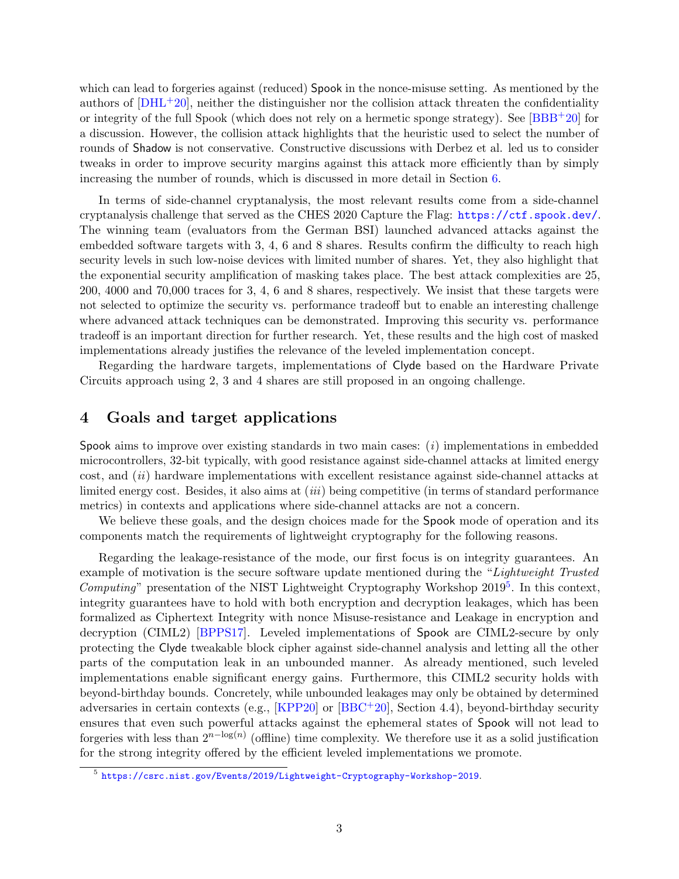which can lead to forgeries against (reduced) Spook in the nonce-misuse setting. As mentioned by the authors of [DHL+20], neither the distinguisher nor the collision attack threaten the confidentiality or integrity of the full Spook (which does not rely on a hermetic sponge strategy). See [BBB+20] for a discussion. However, the collision attack highlights that the heuristic used to select the number of rounds of Shadow is not conservative. Constructive discussions with Derbez et al. led us to consider tweaks in order to improve security margins against this attack more efficiently than by simply increasing the number of rounds, which is discussed in more detail in Section 6.

In terms of side-channel cryptanalysis, the most relevant results come from a side-channel cryptanalysis challenge that served as the CHES 2020 Capture the Flag: https://ctf.spook.dev/. The winning team (evaluators from the German BSI) launched advanced attacks against the embedded software targets with 3, 4, 6 and 8 shares. Results confirm the difficulty to reach high security levels in such low-noise devices with limited number of shares. Yet, they also highlight that the exponential security amplification of masking takes place. The best attack complexities are 25, 200, 4000 and 70,000 traces for 3, 4, 6 and 8 shares, respectively. We insist that these targets were not selected to optimize the security vs. performance tradeoff but to enable an interesting challenge where advanced attack techniques can be demonstrated. Improving this security vs. performance tradeoff is an important direction for further research. Yet, these results and the high cost of masked implementations already justifies the relevance of the leveled implementation concept.

Regarding the hardware targets, implementations of Clyde based on the Hardware Private Circuits approach using 2, 3 and 4 shares are still proposed in an ongoing challenge.

## 4 Goals and target applications

Spook aims to improve over existing standards in two main cases: (*i*) implementations in embedded microcontrollers, 32-bit typically, with good resistance against side-channel attacks at limited energy cost, and (*ii*) hardware implementations with excellent resistance against side-channel attacks at limited energy cost. Besides, it also aims at (*iii*) being competitive (in terms of standard performance metrics) in contexts and applications where side-channel attacks are not a concern.

We believe these goals, and the design choices made for the Spook mode of operation and its components match the requirements of lightweight cryptography for the following reasons.

Regarding the leakage-resistance of the mode, our first focus is on integrity guarantees. An example of motivation is the secure software update mentioned during the "*Lightweight Trusted Computing*" presentation of the NIST Lightweight Cryptography Workshop 2019[5]. In this context, integrity guarantees have to hold with both encryption and decryption leakages, which has been formalized as Ciphertext Integrity with nonce Misuse-resistance and Leakage in encryption and decryption (CIML2) [BPPS17]. Leveled implementations of Spook are CIML2-secure by only protecting the Clyde tweakable block cipher against side-channel analysis and letting all the other parts of the computation leak in an unbounded manner. As already mentioned, such leveled implementations enable significant energy gains. Furthermore, this CIML2 security holds with beyond-birthday bounds. Concretely, while unbounded leakages may only be obtained by determined adversaries in certain contexts (e.g., [KPP20] or [BBC+20], Section 4.4), beyond-birthday security ensures that even such powerful attacks against the ephemeral states of Spook will not lead to forgeries with less than $2^{n-\log(n)}$ (offline) time complexity. We therefore use it as a solid justification for the strong integrity offered by the efficient leveled implementations we promote.

[5] https://csrc.nist.gov/Events/2019/Lightweight-Cryptography-Workshop-2019.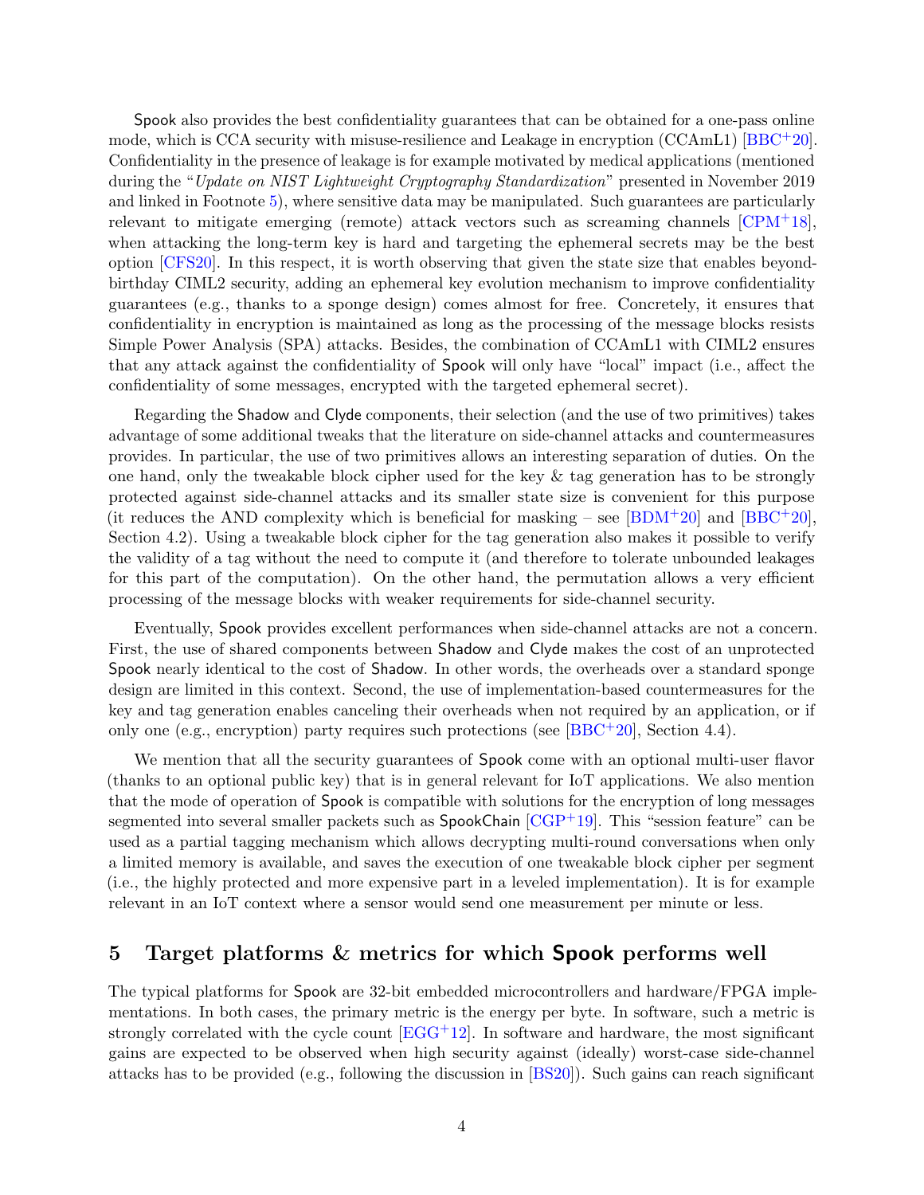Spook also provides the best confidentiality guarantees that can be obtained for a one-pass online mode, which is CCA security with misuse-resilience and Leakage in encryption (CCAmL1) [BBC+20]. Confidentiality in the presence of leakage is for example motivated by medical applications (mentioned during the "*Update on NIST Lightweight Cryptography Standardization*" presented in November 2019 and linked in Footnote 5), where sensitive data may be manipulated. Such guarantees are particularly relevant to mitigate emerging (remote) attack vectors such as screaming channels [CPM+18], when attacking the long-term key is hard and targeting the ephemeral secrets may be the best option [CFS20]. In this respect, it is worth observing that given the state size that enables beyond-birthday CIML2 security, adding an ephemeral key evolution mechanism to improve confidentiality guarantees (e.g., thanks to a sponge design) comes almost for free. Concretely, it ensures that confidentiality in encryption is maintained as long as the processing of the message blocks resists Simple Power Analysis (SPA) attacks. Besides, the combination of CCAmL1 with CIML2 ensures that any attack against the confidentiality of Spook will only have "local" impact (i.e., affect the confidentiality of some messages, encrypted with the targeted ephemeral secret).

Regarding the Shadow and Clyde components, their selection (and the use of two primitives) takes advantage of some additional tweaks that the literature on side-channel attacks and countermeasures provides. In particular, the use of two primitives allows an interesting separation of duties. On the one hand, only the tweakable block cipher used for the key & tag generation has to be strongly protected against side-channel attacks and its smaller state size is convenient for this purpose (it reduces the AND complexity which is beneficial for masking – see [BDM+20] and [BBC+20], Section 4.2). Using a tweakable block cipher for the tag generation also makes it possible to verify the validity of a tag without the need to compute it (and therefore to tolerate unbounded leakages for this part of the computation). On the other hand, the permutation allows a very efficient processing of the message blocks with weaker requirements for side-channel security.

Eventually, Spook provides excellent performances when side-channel attacks are not a concern. First, the use of shared components between Shadow and Clyde makes the cost of an unprotected Spook nearly identical to the cost of Shadow. In other words, the overheads over a standard sponge design are limited in this context. Second, the use of implementation-based countermeasures for the key and tag generation enables canceling their overheads when not required by an application, or if only one (e.g., encryption) party requires such protections (see [BBC+20], Section 4.4).

We mention that all the security guarantees of Spook come with an optional multi-user flavor (thanks to an optional public key) that is in general relevant for IoT applications. We also mention that the mode of operation of Spook is compatible with solutions for the encryption of long messages segmented into several smaller packets such as SpookChain [CGP+19]. This "session feature" can be used as a partial tagging mechanism which allows decrypting multi-round conversations when only a limited memory is available, and saves the execution of one tweakable block cipher per segment (i.e., the highly protected and more expensive part in a leveled implementation). It is for example relevant in an IoT context where a sensor would send one measurement per minute or less.

## 5 Target platforms & metrics for which **Spook** performs well

The typical platforms for Spook are 32-bit embedded microcontrollers and hardware/FPGA implementations. In both cases, the primary metric is the energy per byte. In software, such a metric is strongly correlated with the cycle count [EGG+12]. In software and hardware, the most significant gains are expected to be observed when high security against (ideally) worst-case side-channel attacks has to be provided (e.g., following the discussion in [BS20]). Such gains can reach significant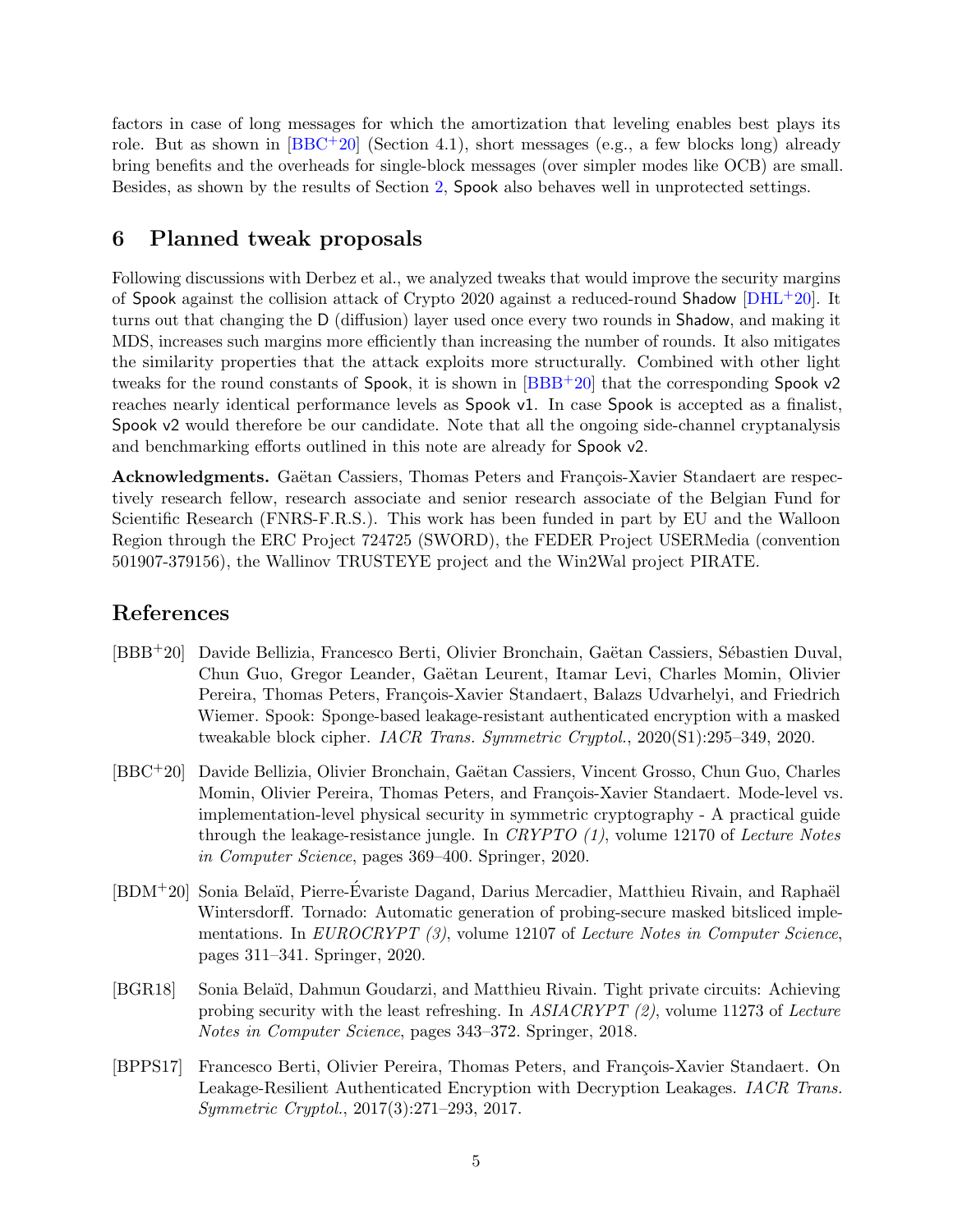factors in case of long messages for which the amortization that leveling enables best plays its role. But as shown in [BBC+20] (Section 4.1), short messages (e.g., a few blocks long) already bring benefits and the overheads for single-block messages (over simpler modes like OCB) are small. Besides, as shown by the results of Section 2, Spook also behaves well in unprotected settings.

## 6 Planned tweak proposals

Following discussions with Derbez et al., we analyzed tweaks that would improve the security margins of Spook against the collision attack of Crypto 2020 against a reduced-round Shadow [DHL+20]. It turns out that changing the D (diffusion) layer used once every two rounds in Shadow, and making it MDS, increases such margins more efficiently than increasing the number of rounds. It also mitigates the similarity properties that the attack exploits more structurally. Combined with other light tweaks for the round constants of Spook, it is shown in [BBB+20] that the corresponding Spook v2 reaches nearly identical performance levels as Spook v1. In case Spook is accepted as a finalist, Spook v2 would therefore be our candidate. Note that all the ongoing side-channel cryptanalysis and benchmarking efforts outlined in this note are already for Spook v2.

**Acknowledgments.** Gaëtan Cassiers, Thomas Peters and François-Xavier Standaert are respectively research fellow, research associate and senior research associate of the Belgian Fund for Scientific Research (FNRS-F.R.S.). This work has been funded in part by EU and the Walloon Region through the ERC Project 724725 (SWORD), the FEDER Project USERMedia (convention 501907-379156), the Wallinov TRUSTEYE project and the Win2Wal project PIRATE.

## References

[BBB+20] Davide Bellizia, Francesco Berti, Olivier Bronchain, Gaëtan Cassiers, Sébastien Duval, Chun Guo, Gregor Leander, Gaëtan Leurent, Itamar Levi, Charles Momin, Olivier Pereira, Thomas Peters, François-Xavier Standaert, Balazs Udvarhelyi, and Friedrich Wiemer. Spook: Sponge-based leakage-resistant authenticated encryption with a masked tweakable block cipher. *IACR Trans. Symmetric Cryptol.*, 2020(S1):295–349, 2020.

[BBC+20] Davide Bellizia, Olivier Bronchain, Gaëtan Cassiers, Vincent Grosso, Chun Guo, Charles Momin, Olivier Pereira, Thomas Peters, and François-Xavier Standaert. Mode-level vs. implementation-level physical security in symmetric cryptography - A practical guide through the leakage-resistance jungle. In *CRYPTO (1)*, volume 12170 of *Lecture Notes in Computer Science*, pages 369–400. Springer, 2020.

[BDM+20] Sonia Belaïd, Pierre-Évariste Dagand, Darius Mercadier, Matthieu Rivain, and Raphaël Wintersdorff. Tornado: Automatic generation of probing-secure masked bitsliced implementations. In *EUROCRYPT (3)*, volume 12107 of *Lecture Notes in Computer Science*, pages 311–341. Springer, 2020.

[BGR18] Sonia Belaïd, Dahmun Goudarzi, and Matthieu Rivain. Tight private circuits: Achieving probing security with the least refreshing. In *ASIACRYPT (2)*, volume 11273 of *Lecture Notes in Computer Science*, pages 343–372. Springer, 2018.

[BPPS17] Francesco Berti, Olivier Pereira, Thomas Peters, and François-Xavier Standaert. On Leakage-Resilient Authenticated Encryption with Decryption Leakages. *IACR Trans. Symmetric Cryptol.*, 2017(3):271–293, 2017.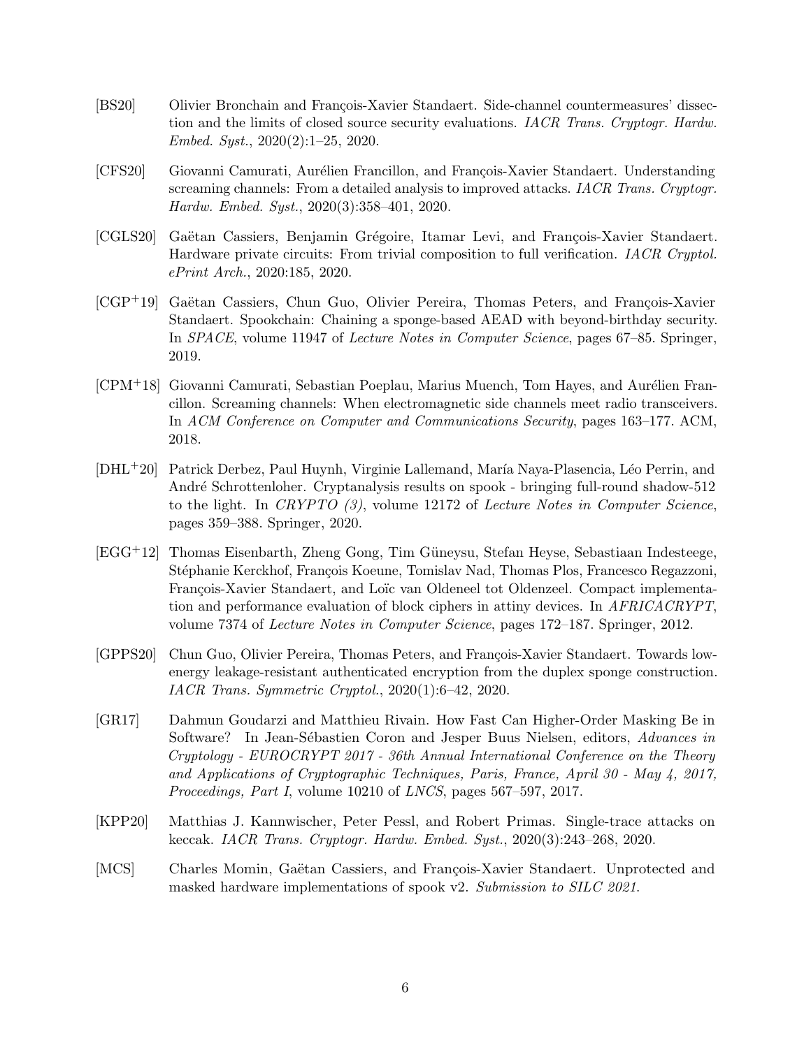[BS20] Olivier Bronchain and François-Xavier Standaert. Side-channel countermeasures' dissection and the limits of closed source security evaluations. *IACR Trans. Cryptogr. Hardw. Embed. Syst.*, 2020(2):1–25, 2020.

[CFS20] Giovanni Camurati, Aurélien Francillon, and François-Xavier Standaert. Understanding screaming channels: From a detailed analysis to improved attacks. *IACR Trans. Cryptogr. Hardw. Embed. Syst.*, 2020(3):358–401, 2020.

[CGLS20] Gaëtan Cassiers, Benjamin Grégoire, Itamar Levi, and François-Xavier Standaert. Hardware private circuits: From trivial composition to full verification. *IACR Cryptol. ePrint Arch.*, 2020:185, 2020.

[CGP+19] Gaëtan Cassiers, Chun Guo, Olivier Pereira, Thomas Peters, and François-Xavier Standaert. Spookchain: Chaining a sponge-based AEAD with beyond-birthday security. In *SPACE*, volume 11947 of *Lecture Notes in Computer Science*, pages 67–85. Springer, 2019.

[CPM+18] Giovanni Camurati, Sebastian Poeplau, Marius Muench, Tom Hayes, and Aurélien Francillon. Screaming channels: When electromagnetic side channels meet radio transceivers. In *ACM Conference on Computer and Communications Security*, pages 163–177. ACM, 2018.

[DHL+20] Patrick Derbez, Paul Huynh, Virginie Lallemand, María Naya-Plasencia, Léo Perrin, and André Schrottenloher. Cryptanalysis results on spook - bringing full-round shadow-512 to the light. In *CRYPTO (3)*, volume 12172 of *Lecture Notes in Computer Science*, pages 359–388. Springer, 2020.

[EGG+12] Thomas Eisenbarth, Zheng Gong, Tim Güneysu, Stefan Heyse, Sebastiaan Indesteege, Stéphanie Kerckhof, François Koeune, Tomislav Nad, Thomas Plos, Francesco Regazzoni, François-Xavier Standaert, and Loïc van Oldeneel tot Oldenzeel. Compact implementation and performance evaluation of block ciphers in attiny devices. In *AFRICACRYPT*, volume 7374 of *Lecture Notes in Computer Science*, pages 172–187. Springer, 2012.

[GPPS20] Chun Guo, Olivier Pereira, Thomas Peters, and François-Xavier Standaert. Towards low-energy leakage-resistant authenticated encryption from the duplex sponge construction. *IACR Trans. Symmetric Cryptol.*, 2020(1):6–42, 2020.

[GR17] Dahmun Goudarzi and Matthieu Rivain. How Fast Can Higher-Order Masking Be in Software? In Jean-Sébastien Coron and Jesper Buus Nielsen, editors, *Advances in Cryptology - EUROCRYPT 2017 - 36th Annual International Conference on the Theory and Applications of Cryptographic Techniques, Paris, France, April 30 - May 4, 2017, Proceedings, Part I*, volume 10210 of *LNCS*, pages 567–597, 2017.

[KPP20] Matthias J. Kannwischer, Peter Pessl, and Robert Primas. Single-trace attacks on keccak. *IACR Trans. Cryptogr. Hardw. Embed. Syst.*, 2020(3):243–268, 2020.

[MCS] Charles Momin, Gaëtan Cassiers, and François-Xavier Standaert. Unprotected and masked hardware implementations of spook v2. *Submission to SILC 2021.*